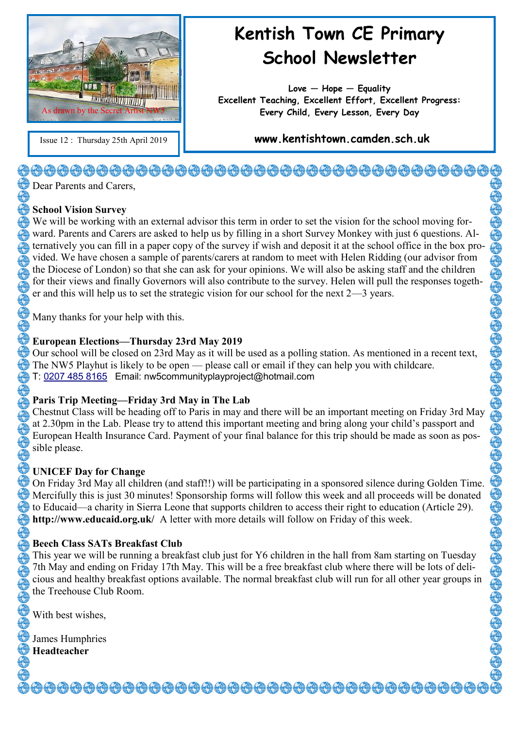As drawn by the Secret Artist NW5

Issue 12 : Thursday 25th April 2019

# Kentish Town CE Primary School Newsletter

**Love — Hope — Equality**
**Excellent Teaching, Excellent Effort, Excellent Progress:**
**Every Child, Every Lesson, Every Day**

**www.kentishtown.camden.sch.uk**

Dear Parents and Carers,

**School Vision Survey**

We will be working with an external advisor this term in order to set the vision for the school moving forward. Parents and Carers are asked to help us by filling in a short Survey Monkey with just 6 questions. Alternatively you can fill in a paper copy of the survey if wish and deposit it at the school office in the box provided. We have chosen a sample of parents/carers at random to meet with Helen Ridding (our advisor from the Diocese of London) so that she can ask for your opinions. We will also be asking staff and the children for their views and finally Governors will also contribute to the survey. Helen will pull the responses together and this will help us to set the strategic vision for our school for the next 2—3 years.

Many thanks for your help with this.

**European Elections—Thursday 23rd May 2019**

Our school will be closed on 23rd May as it will be used as a polling station. As mentioned in a recent text, The NW5 Playhut is likely to be open — please call or email if they can help you with childcare.
T: 0207 485 8165 Email: nw5communityplayproject@hotmail.com

**Paris Trip Meeting—Friday 3rd May in The Lab**

Chestnut Class will be heading off to Paris in may and there will be an important meeting on Friday 3rd May at 2.30pm in the Lab. Please try to attend this important meeting and bring along your child's passport and European Health Insurance Card. Payment of your final balance for this trip should be made as soon as possible please.

**UNICEF Day for Change**

On Friday 3rd May all children (and staff!!) will be participating in a sponsored silence during Golden Time. Mercifully this is just 30 minutes! Sponsorship forms will follow this week and all proceeds will be donated to Educaid—a charity in Sierra Leone that supports children to access their right to education (Article 29). **http://www.educaid.org.uk/** A letter with more details will follow on Friday of this week.

**Beech Class SATs Breakfast Club**

This year we will be running a breakfast club just for Y6 children in the hall from 8am starting on Tuesday 7th May and ending on Friday 17th May. This will be a free breakfast club where there will be lots of delicious and healthy breakfast options available. The normal breakfast club will run for all other year groups in the Treehouse Club Room.

With best wishes,

James Humphries
**Headteacher**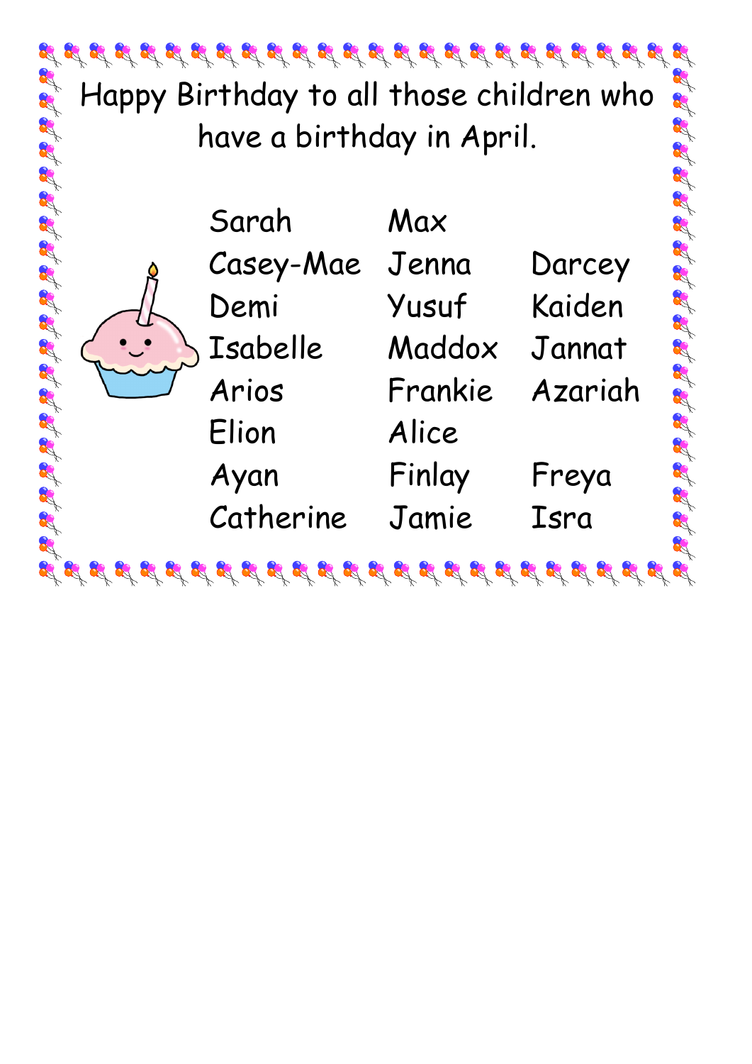Happy Birthday to all those children who have a birthday in April.

| | | |
|---|---|---|
| Sarah | Max | |
| Casey-Mae | Jenna | Darcey |
| Demi | Yusuf | Kaiden |
| Isabelle | Maddox | Jannat |
| Arios | Frankie | Azariah |
| Elion | Alice | |
| Ayan | Finlay | Freya |
| Catherine | Jamie | Isra |